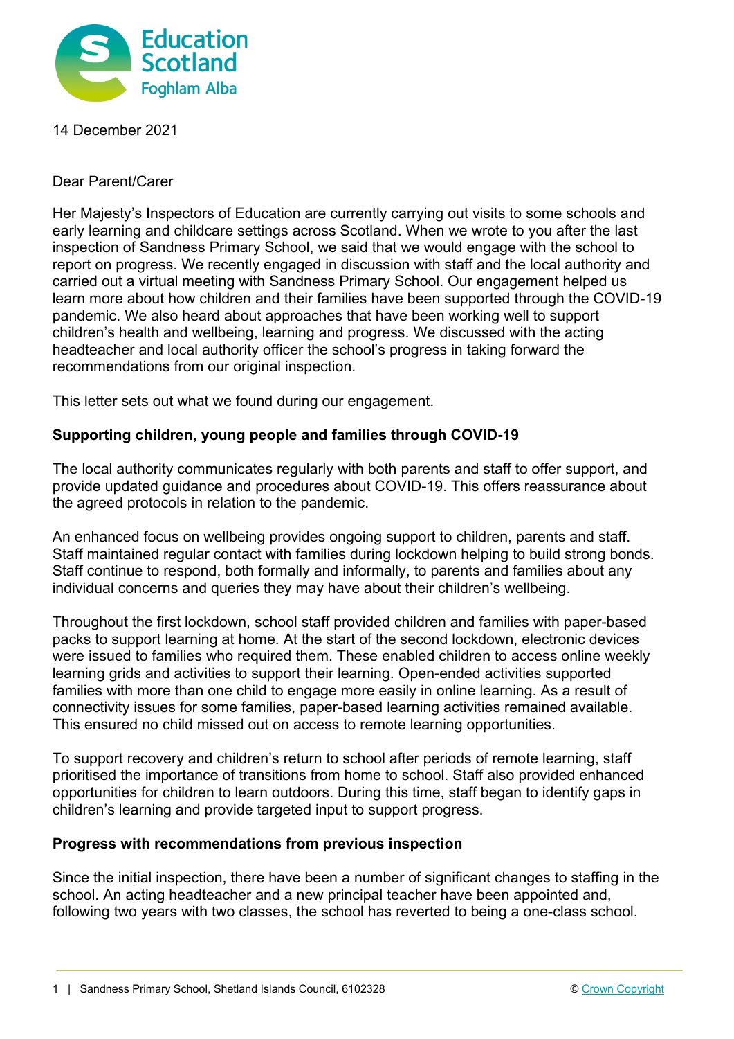14 December 2021

Dear Parent/Carer

Her Majesty's Inspectors of Education are currently carrying out visits to some schools and early learning and childcare settings across Scotland. When we wrote to you after the last inspection of Sandness Primary School, we said that we would engage with the school to report on progress. We recently engaged in discussion with staff and the local authority and carried out a virtual meeting with Sandness Primary School. Our engagement helped us learn more about how children and their families have been supported through the COVID-19 pandemic. We also heard about approaches that have been working well to support children's health and wellbeing, learning and progress. We discussed with the acting headteacher and local authority officer the school's progress in taking forward the recommendations from our original inspection.

This letter sets out what we found during our engagement.

## Supporting children, young people and families through COVID-19

The local authority communicates regularly with both parents and staff to offer support, and provide updated guidance and procedures about COVID-19. This offers reassurance about the agreed protocols in relation to the pandemic.

An enhanced focus on wellbeing provides ongoing support to children, parents and staff. Staff maintained regular contact with families during lockdown helping to build strong bonds. Staff continue to respond, both formally and informally, to parents and families about any individual concerns and queries they may have about their children's wellbeing.

Throughout the first lockdown, school staff provided children and families with paper-based packs to support learning at home. At the start of the second lockdown, electronic devices were issued to families who required them. These enabled children to access online weekly learning grids and activities to support their learning. Open-ended activities supported families with more than one child to engage more easily in online learning. As a result of connectivity issues for some families, paper-based learning activities remained available. This ensured no child missed out on access to remote learning opportunities.

To support recovery and children's return to school after periods of remote learning, staff prioritised the importance of transitions from home to school. Staff also provided enhanced opportunities for children to learn outdoors. During this time, staff began to identify gaps in children's learning and provide targeted input to support progress.

## Progress with recommendations from previous inspection

Since the initial inspection, there have been a number of significant changes to staffing in the school. An acting headteacher and a new principal teacher have been appointed and, following two years with two classes, the school has reverted to being a one-class school.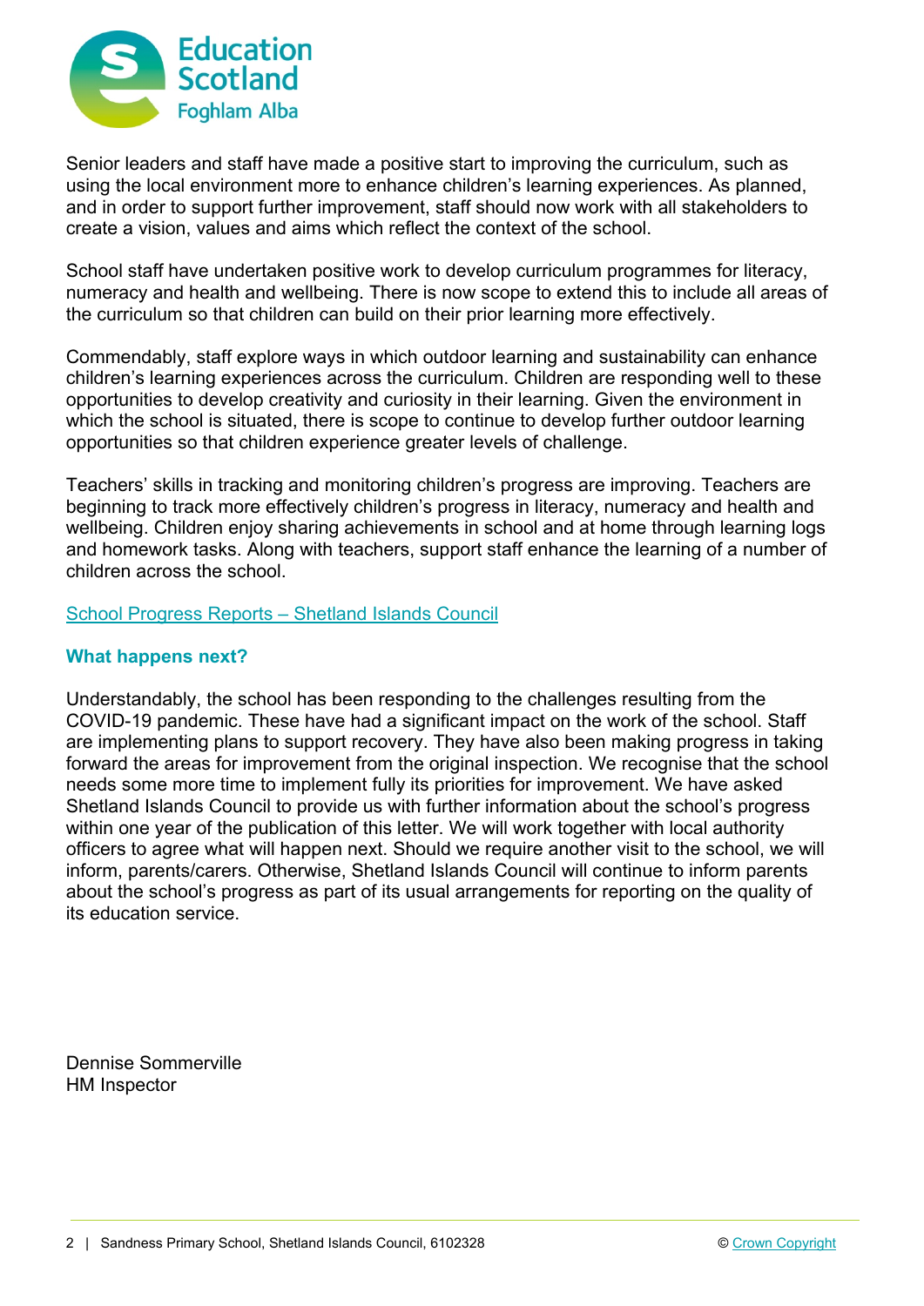Senior leaders and staff have made a positive start to improving the curriculum, such as using the local environment more to enhance children's learning experiences. As planned, and in order to support further improvement, staff should now work with all stakeholders to create a vision, values and aims which reflect the context of the school.

School staff have undertaken positive work to develop curriculum programmes for literacy, numeracy and health and wellbeing. There is now scope to extend this to include all areas of the curriculum so that children can build on their prior learning more effectively.

Commendably, staff explore ways in which outdoor learning and sustainability can enhance children's learning experiences across the curriculum. Children are responding well to these opportunities to develop creativity and curiosity in their learning. Given the environment in which the school is situated, there is scope to continue to develop further outdoor learning opportunities so that children experience greater levels of challenge.

Teachers' skills in tracking and monitoring children's progress are improving. Teachers are beginning to track more effectively children's progress in literacy, numeracy and health and wellbeing. Children enjoy sharing achievements in school and at home through learning logs and homework tasks. Along with teachers, support staff enhance the learning of a number of children across the school.

School Progress Reports – Shetland Islands Council

## What happens next?

Understandably, the school has been responding to the challenges resulting from the COVID-19 pandemic. These have had a significant impact on the work of the school. Staff are implementing plans to support recovery. They have also been making progress in taking forward the areas for improvement from the original inspection. We recognise that the school needs some more time to implement fully its priorities for improvement. We have asked Shetland Islands Council to provide us with further information about the school's progress within one year of the publication of this letter. We will work together with local authority officers to agree what will happen next. Should we require another visit to the school, we will inform, parents/carers. Otherwise, Shetland Islands Council will continue to inform parents about the school's progress as part of its usual arrangements for reporting on the quality of its education service.

Dennise Sommerville
HM Inspector